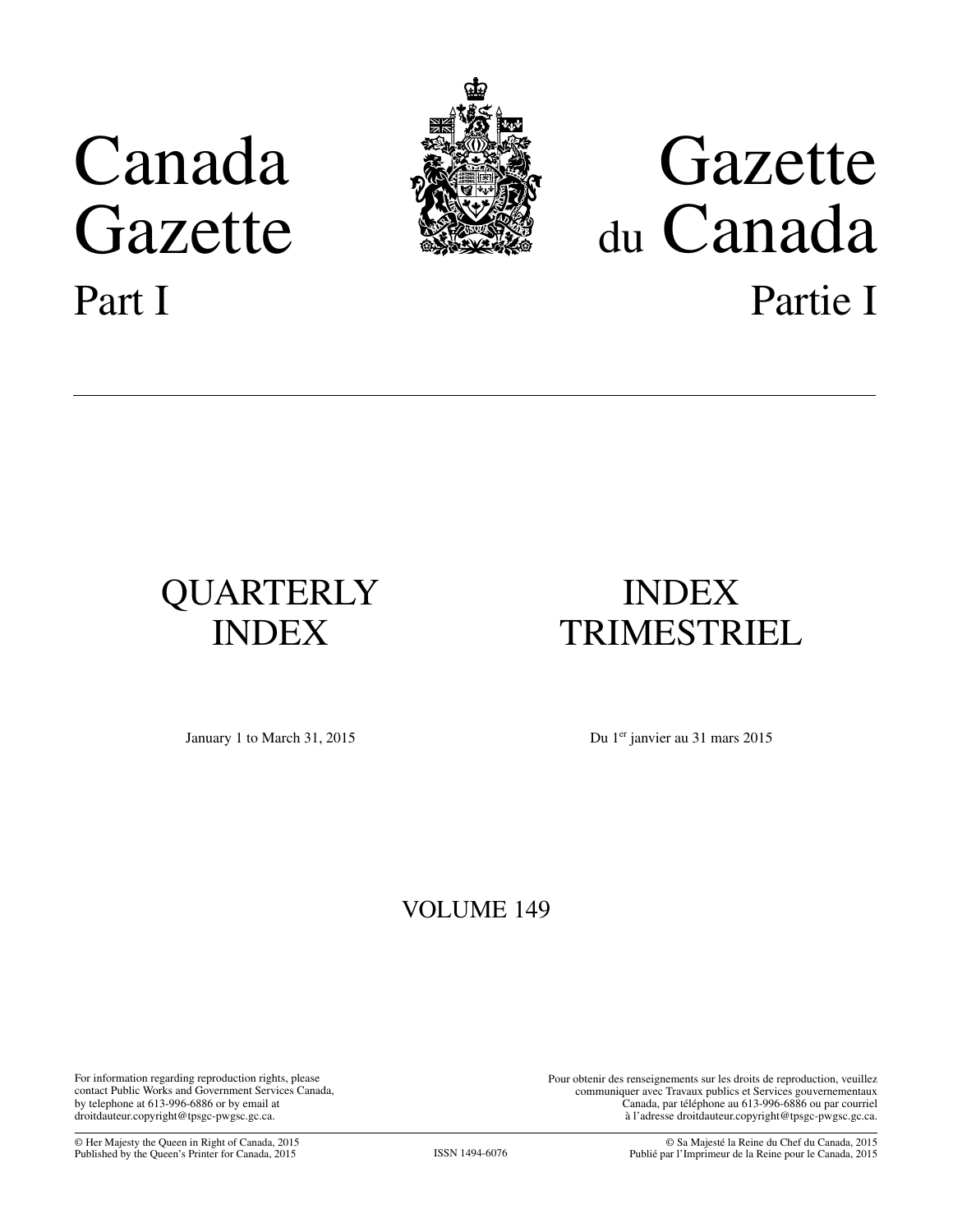# Canada Gazette

Part I

# Gazette du Canada

Partie I

## QUARTERLY INDEX

January 1 to March 31, 2015

## INDEX TRIMESTRIEL

Du 1er janvier au 31 mars 2015

VOLUME 149

For information regarding reproduction rights, please contact Public Works and Government Services Canada, by telephone at 613-996-6886 or by email at droitdauteur.copyright@tpsgc-pwgsc.gc.ca.

Pour obtenir des renseignements sur les droits de reproduction, veuillez communiquer avec Travaux publics et Services gouvernementaux Canada, par téléphone au 613-996-6886 ou par courriel à l'adresse droitdauteur.copyright@tpsgc-pwgsc.gc.ca.

© Her Majesty the Queen in Right of Canada, 2015
Published by the Queen's Printer for Canada, 2015

ISSN 1494-6076

© Sa Majesté la Reine du Chef du Canada, 2015
Publié par l'Imprimeur de la Reine pour le Canada, 2015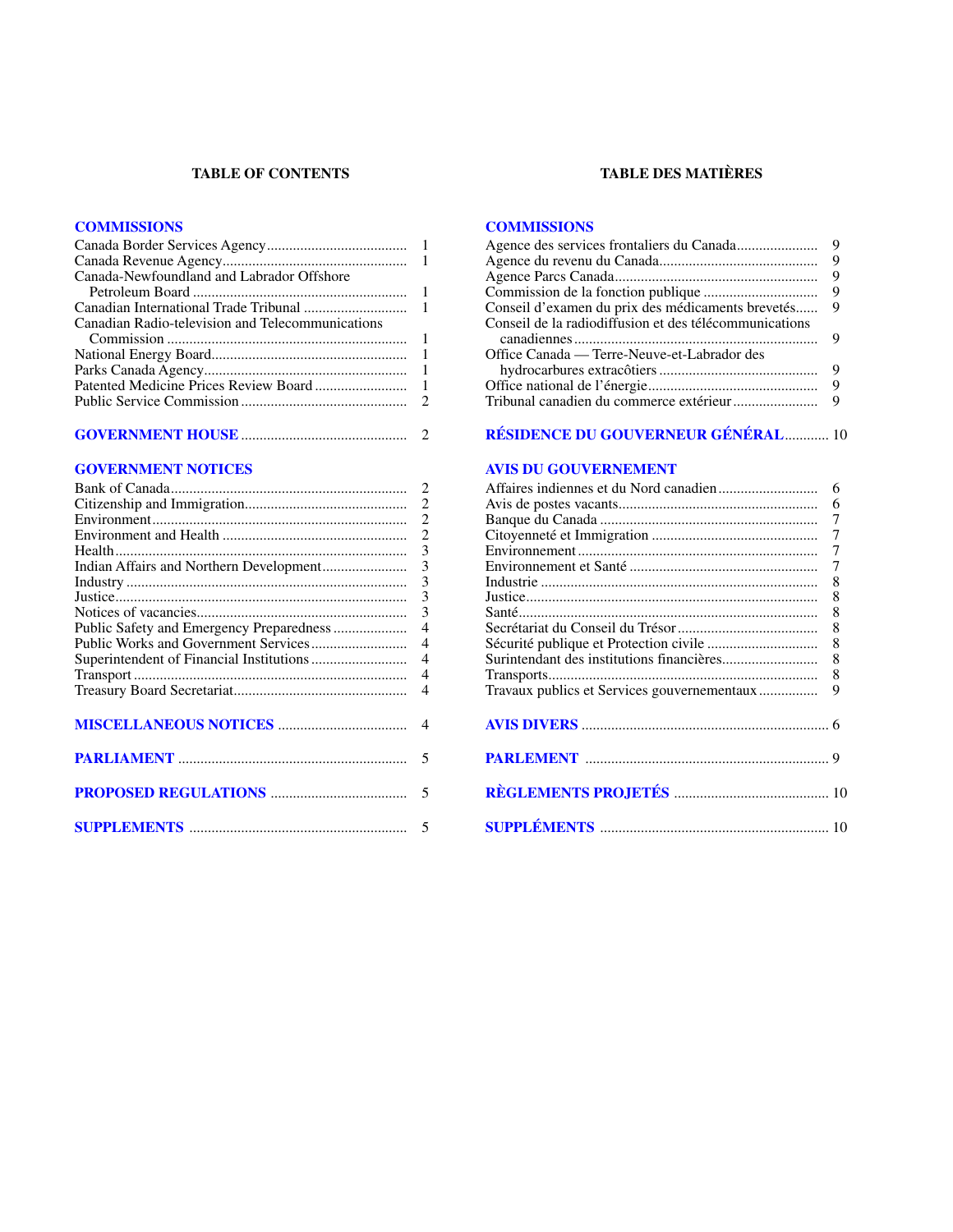## TABLE OF CONTENTS

### COMMISSIONS

| | |
|---|---|
| Canada Border Services Agency | 1 |
| Canada Revenue Agency | 1 |
| Canada-Newfoundland and Labrador Offshore Petroleum Board | 1 |
| Canadian International Trade Tribunal | 1 |
| Canadian Radio-television and Telecommunications Commission | 1 |
| National Energy Board | 1 |
| Parks Canada Agency | 1 |
| Patented Medicine Prices Review Board | 1 |
| Public Service Commission | 2 |

### GOVERNMENT HOUSE ... 2

### GOVERNMENT NOTICES

| | |
|---|---|
| Bank of Canada | 2 |
| Citizenship and Immigration | 2 |
| Environment | 2 |
| Environment and Health | 2 |
| Health | 3 |
| Indian Affairs and Northern Development | 3 |
| Industry | 3 |
| Justice | 3 |
| Notices of vacancies | 3 |
| Public Safety and Emergency Preparedness | 4 |
| Public Works and Government Services | 4 |
| Superintendent of Financial Institutions | 4 |
| Transport | 4 |
| Treasury Board Secretariat | 4 |

### MISCELLANEOUS NOTICES ... 4

### PARLIAMENT ... 5

### PROPOSED REGULATIONS ... 5

### SUPPLEMENTS ... 5

## TABLE DES MATIÈRES

### COMMISSIONS

| | |
|---|---|
| Agence des services frontaliers du Canada | 9 |
| Agence du revenu du Canada | 9 |
| Agence Parcs Canada | 9 |
| Commission de la fonction publique | 9 |
| Conseil d'examen du prix des médicaments brevetés | 9 |
| Conseil de la radiodiffusion et des télécommunications canadiennes | 9 |
| Office Canada — Terre-Neuve-et-Labrador des hydrocarbures extracôtiers | 9 |
| Office national de l'énergie | 9 |
| Tribunal canadien du commerce extérieur | 9 |

### RÉSIDENCE DU GOUVERNEUR GÉNÉRAL ... 10

### AVIS DU GOUVERNEMENT

| | |
|---|---|
| Affaires indiennes et du Nord canadien | 6 |
| Avis de postes vacants | 6 |
| Banque du Canada | 7 |
| Citoyenneté et Immigration | 7 |
| Environnement | 7 |
| Environnement et Santé | 7 |
| Industrie | 8 |
| Justice | 8 |
| Santé | 8 |
| Secrétariat du Conseil du Trésor | 8 |
| Sécurité publique et Protection civile | 8 |
| Surintendant des institutions financières | 8 |
| Transports | 8 |
| Travaux publics et Services gouvernementaux | 9 |

### AVIS DIVERS ... 6

### PARLEMENT ... 9

### RÈGLEMENTS PROJETÉS ... 10

### SUPPLÉMENTS ... 10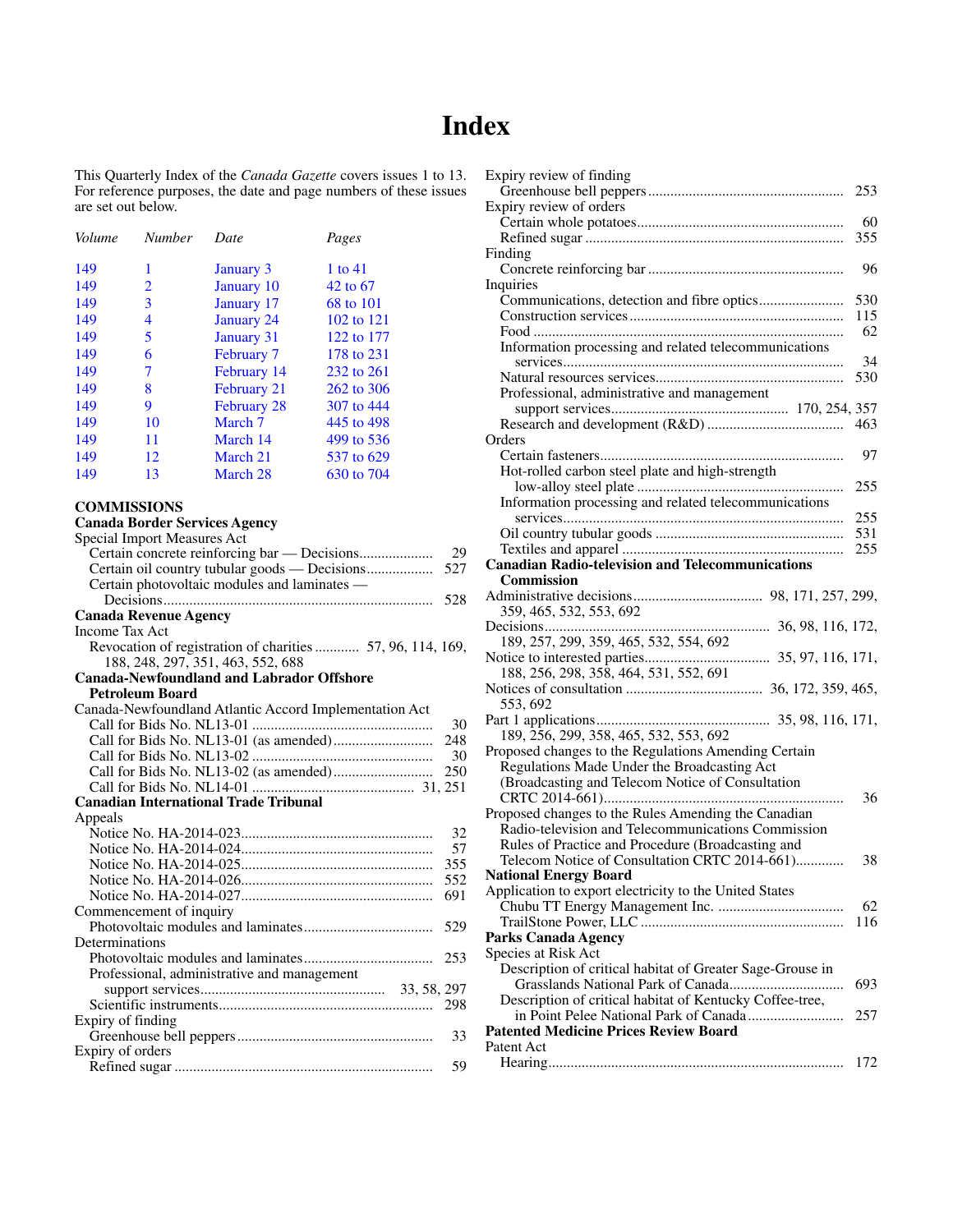# Index

This Quarterly Index of the *Canada Gazette* covers issues 1 to 13. For reference purposes, the date and page numbers of these issues are set out below.

| *Volume* | *Number* | *Date* | *Pages* |
|---|---|---|---|
| 149 | 1 | January 3 | 1 to 41 |
| 149 | 2 | January 10 | 42 to 67 |
| 149 | 3 | January 17 | 68 to 101 |
| 149 | 4 | January 24 | 102 to 121 |
| 149 | 5 | January 31 | 122 to 177 |
| 149 | 6 | February 7 | 178 to 231 |
| 149 | 7 | February 14 | 232 to 261 |
| 149 | 8 | February 21 | 262 to 306 |
| 149 | 9 | February 28 | 307 to 444 |
| 149 | 10 | March 7 | 445 to 498 |
| 149 | 11 | March 14 | 499 to 536 |
| 149 | 12 | March 21 | 537 to 629 |
| 149 | 13 | March 28 | 630 to 704 |

**COMMISSIONS**

**Canada Border Services Agency**

Special Import Measures Act
- Certain concrete reinforcing bar — Decisions .... 29
- Certain oil country tubular goods — Decisions .... 527
- Certain photovoltaic modules and laminates — Decisions .... 528

**Canada Revenue Agency**

Income Tax Act
- Revocation of registration of charities .... 57, 96, 114, 169, 188, 248, 297, 351, 463, 552, 688

**Canada-Newfoundland and Labrador Offshore Petroleum Board**

Canada-Newfoundland Atlantic Accord Implementation Act
- Call for Bids No. NL13-01 .... 30
- Call for Bids No. NL13-01 (as amended) .... 248
- Call for Bids No. NL13-02 .... 30
- Call for Bids No. NL13-02 (as amended) .... 250
- Call for Bids No. NL14-01 .... 31, 251

**Canadian International Trade Tribunal**

Appeals
- Notice No. HA-2014-023 .... 32
- Notice No. HA-2014-024 .... 57
- Notice No. HA-2014-025 .... 355
- Notice No. HA-2014-026 .... 552
- Notice No. HA-2014-027 .... 691

Commencement of inquiry
- Photovoltaic modules and laminates .... 529

Determinations
- Photovoltaic modules and laminates .... 253
- Professional, administrative and management support services .... 33, 58, 297
- Scientific instruments .... 298

Expiry of finding
- Greenhouse bell peppers .... 33

Expiry of orders
- Refined sugar .... 59

Expiry review of finding
- Greenhouse bell peppers .... 253

Expiry review of orders
- Certain whole potatoes .... 60
- Refined sugar .... 355

Finding
- Concrete reinforcing bar .... 96

Inquiries
- Communications, detection and fibre optics .... 530
- Construction services .... 115
- Food .... 62
- Information processing and related telecommunications services .... 34
- Natural resources services .... 530
- Professional, administrative and management support services .... 170, 254, 357
- Research and development (R&D) .... 463

Orders
- Certain fasteners .... 97
- Hot-rolled carbon steel plate and high-strength low-alloy steel plate .... 255
- Information processing and related telecommunications services .... 255
- Oil country tubular goods .... 531
- Textiles and apparel .... 255

**Canadian Radio-television and Telecommunications Commission**

- Administrative decisions .... 98, 171, 257, 299, 359, 465, 532, 553, 692
- Decisions .... 36, 98, 116, 172, 189, 257, 299, 359, 465, 532, 554, 692
- Notice to interested parties .... 35, 97, 116, 171, 188, 256, 298, 358, 464, 531, 552, 691
- Notices of consultation .... 36, 172, 359, 465, 553, 692
- Part 1 applications .... 35, 98, 116, 171, 189, 256, 299, 358, 465, 532, 553, 692
- Proposed changes to the Regulations Amending Certain Regulations Made Under the Broadcasting Act (Broadcasting and Telecom Notice of Consultation CRTC 2014-661) .... 36
- Proposed changes to the Rules Amending the Canadian Radio-television and Telecommunications Commission Rules of Practice and Procedure (Broadcasting and Telecom Notice of Consultation CRTC 2014-661) .... 38

**National Energy Board**

Application to export electricity to the United States
- Chubu TT Energy Management Inc. .... 62
- TrailStone Power, LLC .... 116

**Parks Canada Agency**

Species at Risk Act
- Description of critical habitat of Greater Sage-Grouse in Grasslands National Park of Canada .... 693
- Description of critical habitat of Kentucky Coffee-tree, in Point Pelee National Park of Canada .... 257

**Patented Medicine Prices Review Board**

Patent Act
- Hearing .... 172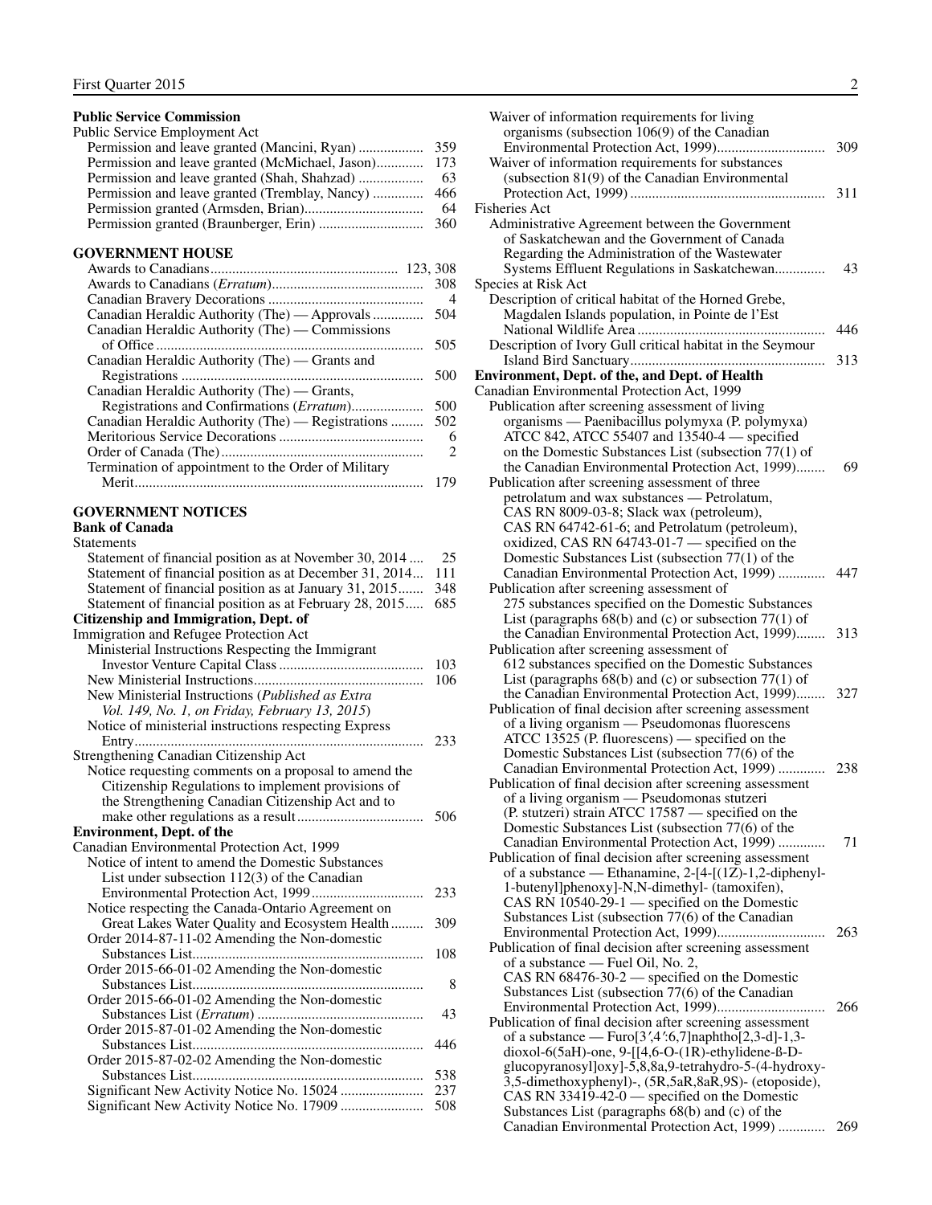**Public Service Commission**

Public Service Employment Act

- Permission and leave granted (Mancini, Ryan) .................. 359
- Permission and leave granted (McMichael, Jason)............. 173
- Permission and leave granted (Shah, Shahzad) .................. 63
- Permission and leave granted (Tremblay, Nancy) .............. 466
- Permission granted (Armsden, Brian)................................. 64
- Permission granted (Braunberger, Erin) ............................. 360

**GOVERNMENT HOUSE**

- Awards to Canadians................................................... 123, 308
- Awards to Canadians (*Erratum*).......................................... 308
- Canadian Bravery Decorations ........................................... 4
- Canadian Heraldic Authority (The) — Approvals .............. 504
- Canadian Heraldic Authority (The) — Commissions of Office ......................................................................... 505
- Canadian Heraldic Authority (The) — Grants and Registrations .................................................................. 500
- Canadian Heraldic Authority (The) — Grants, Registrations and Confirmations (*Erratum*).................... 500
- Canadian Heraldic Authority (The) — Registrations ......... 502
- Meritorious Service Decorations ........................................ 6
- Order of Canada (The)......................................................... 2
- Termination of appointment to the Order of Military Merit............................................................................... 179

**GOVERNMENT NOTICES**

**Bank of Canada**

Statements

- Statement of financial position as at November 30, 2014 .... 25
- Statement of financial position as at December 31, 2014... 111
- Statement of financial position as at January 31, 2015....... 348
- Statement of financial position as at February 28, 2015..... 685

**Citizenship and Immigration, Dept. of**

Immigration and Refugee Protection Act

- Ministerial Instructions Respecting the Immigrant Investor Venture Capital Class ........................................ 103
- New Ministerial Instructions............................................... 106
- New Ministerial Instructions (*Published as Extra Vol. 149, No. 1, on Friday, February 13, 2015*)
- Notice of ministerial instructions respecting Express Entry............................................................................... 233

Strengthening Canadian Citizenship Act

- Notice requesting comments on a proposal to amend the Citizenship Regulations to implement provisions of the Strengthening Canadian Citizenship Act and to make other regulations as a result................................... 506

**Environment, Dept. of the**

Canadian Environmental Protection Act, 1999

- Notice of intent to amend the Domestic Substances List under subsection 112(3) of the Canadian Environmental Protection Act, 1999............................... 233
- Notice respecting the Canada-Ontario Agreement on Great Lakes Water Quality and Ecosystem Health......... 309
- Order 2014-87-11-02 Amending the Non-domestic Substances List............................................................... 108
- Order 2015-66-01-02 Amending the Non-domestic Substances List............................................................... 8
- Order 2015-66-01-02 Amending the Non-domestic Substances List (*Erratum*) ............................................. 43
- Order 2015-87-01-02 Amending the Non-domestic Substances List............................................................... 446
- Order 2015-87-02-02 Amending the Non-domestic Substances List............................................................... 538
- Significant New Activity Notice No. 15024 ....................... 237
- Significant New Activity Notice No. 17909 ....................... 508
- Waiver of information requirements for living organisms (subsection 106(9) of the Canadian Environmental Protection Act, 1999)............................. 309
- Waiver of information requirements for substances (subsection 81(9) of the Canadian Environmental Protection Act, 1999) ..................................................... 311

Fisheries Act

- Administrative Agreement between the Government of Saskatchewan and the Government of Canada Regarding the Administration of the Wastewater Systems Effluent Regulations in Saskatchewan.............. 43

Species at Risk Act

- Description of critical habitat of the Horned Grebe, Magdalen Islands population, in Pointe de l'Est National Wildlife Area .................................................... 446
- Description of Ivory Gull critical habitat in the Seymour Island Bird Sanctuary..................................................... 313

**Environment, Dept. of the, and Dept. of Health**

Canadian Environmental Protection Act, 1999

- Publication after screening assessment of living organisms — Paenibacillus polymyxa (P. polymyxa) ATCC 842, ATCC 55407 and 13540-4 — specified on the Domestic Substances List (subsection 77(1) of the Canadian Environmental Protection Act, 1999)........ 69
- Publication after screening assessment of three petrolatum and wax substances — Petrolatum, CAS RN 8009-03-8; Slack wax (petroleum), CAS RN 64742-61-6; and Petrolatum (petroleum), oxidized, CAS RN 64743-01-7 — specified on the Domestic Substances List (subsection 77(1) of the Canadian Environmental Protection Act, 1999) ............. 447
- Publication after screening assessment of 275 substances specified on the Domestic Substances List (paragraphs 68(b) and (c) or subsection 77(1) of the Canadian Environmental Protection Act, 1999)........ 313
- Publication after screening assessment of 612 substances specified on the Domestic Substances List (paragraphs 68(b) and (c) or subsection 77(1) of the Canadian Environmental Protection Act, 1999)........ 327
- Publication of final decision after screening assessment of a living organism — Pseudomonas fluorescens ATCC 13525 (P. fluorescens) — specified on the Domestic Substances List (subsection 77(6) of the Canadian Environmental Protection Act, 1999) ............. 238
- Publication of final decision after screening assessment of a living organism — Pseudomonas stutzeri (P. stutzeri) strain ATCC 17587 — specified on the Domestic Substances List (subsection 77(6) of the Canadian Environmental Protection Act, 1999) ............. 71
- Publication of final decision after screening assessment of a substance — Ethanamine, 2-[4-[(1Z)-1,2-diphenyl-1-butenyl]phenoxy]-N,N-dimethyl- (tamoxifen), CAS RN 10540-29-1 — specified on the Domestic Substances List (subsection 77(6) of the Canadian Environmental Protection Act, 1999)............................. 263
- Publication of final decision after screening assessment of a substance — Fuel Oil, No. 2, CAS RN 68476-30-2 — specified on the Domestic Substances List (subsection 77(6) of the Canadian Environmental Protection Act, 1999)............................. 266
- Publication of final decision after screening assessment of a substance — Furo[3′,4′:6,7]naphtho[2,3-d]-1,3-dioxol-6(5aH)-one, 9-[[4,6-O-(1R)-ethylidene-ß-D-glucopyranosyl]oxy]-5,8,8a,9-tetrahydro-5-(4-hydroxy-3,5-dimethoxyphenyl)-, (5R,5aR,8aR,9S)- (etoposide), CAS RN 33419-42-0 — specified on the Domestic Substances List (paragraphs 68(b) and (c) of the Canadian Environmental Protection Act, 1999) ............. 269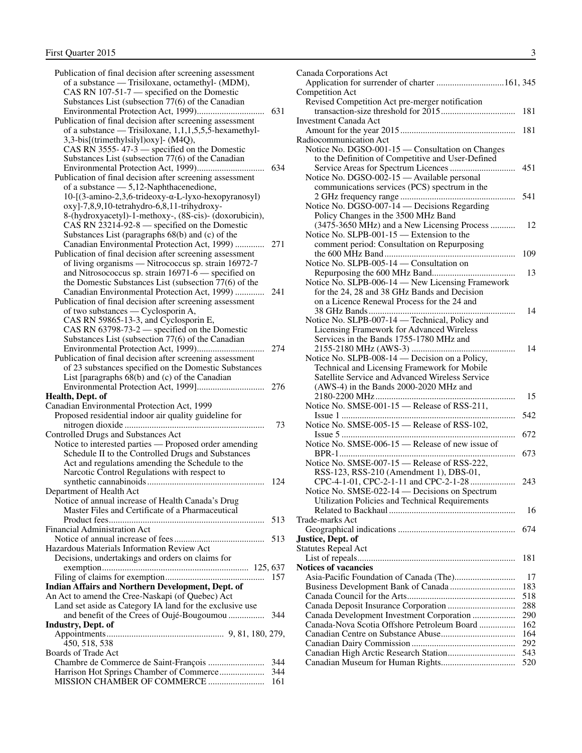Publication of final decision after screening assessment of a substance — Trisiloxane, octamethyl- (MDM), CAS RN 107-51-7 — specified on the Domestic Substances List (subsection 77(6) of the Canadian Environmental Protection Act, 1999) ... 631

Publication of final decision after screening assessment of a substance — Trisiloxane, 1,1,1,5,5,5-hexamethyl-3,3-bis[(trimethylsilyl)oxy]- (M4Q), CAS RN 3555- 47-3 — specified on the Domestic Substances List (subsection 77(6) of the Canadian Environmental Protection Act, 1999) ... 634

Publication of final decision after screening assessment of a substance — 5,12-Naphthacenedione, 10-[(3-amino-2,3,6-trideoxy-α-L-lyxo-hexopyranosyl) oxy]-7,8,9,10-tetrahydro-6,8,11-trihydroxy-8-(hydroxyacetyl)-1-methoxy-, (8S-cis)- (doxorubicin), CAS RN 23214-92-8 — specified on the Domestic Substances List (paragraphs 68(b) and (c) of the Canadian Environmental Protection Act, 1999) ... 271

Publication of final decision after screening assessment of living organisms — Nitrococcus sp. strain 16972-7 and Nitrosococcus sp. strain 16971-6 — specified on the Domestic Substances List (subsection 77(6) of the Canadian Environmental Protection Act, 1999) ... 241

Publication of final decision after screening assessment of two substances — Cyclosporin A, CAS RN 59865-13-3, and Cyclosporin E, CAS RN 63798-73-2 — specified on the Domestic Substances List (subsection 77(6) of the Canadian Environmental Protection Act, 1999) ... 274

Publication of final decision after screening assessment of 23 substances specified on the Domestic Substances List [paragraphs 68(b) and (c) of the Canadian Environmental Protection Act, 1999] ... 276

**Health, Dept. of**

Canadian Environmental Protection Act, 1999
- Proposed residential indoor air quality guideline for nitrogen dioxide ... 73

Controlled Drugs and Substances Act
- Notice to interested parties — Proposed order amending Schedule II to the Controlled Drugs and Substances Act and regulations amending the Schedule to the Narcotic Control Regulations with respect to synthetic cannabinoids ... 124

Department of Health Act
- Notice of annual increase of Health Canada's Drug Master Files and Certificate of a Pharmaceutical Product fees ... 513

Financial Administration Act
- Notice of annual increase of fees ... 513

Hazardous Materials Information Review Act
- Decisions, undertakings and orders on claims for exemption ... 125, 637
- Filing of claims for exemption ... 157

**Indian Affairs and Northern Development, Dept. of**

An Act to amend the Cree-Naskapi (of Quebec) Act
- Land set aside as Category IA land for the exclusive use and benefit of the Crees of Oujé-Bougoumou ... 344

**Industry, Dept. of**

Appointments ... 9, 81, 180, 279, 450, 518, 538

Boards of Trade Act
- Chambre de Commerce de Saint-François ... 344
- Harrison Hot Springs Chamber of Commerce ... 344
- MISSION CHAMBER OF COMMERCE ... 161

Canada Corporations Act
- Application for surrender of charter ... 161, 345

Competition Act
- Revised Competition Act pre-merger notification transaction-size threshold for 2015 ... 181

Investment Canada Act
- Amount for the year 2015 ... 181

Radiocommunication Act
- Notice No. DGSO-001-15 — Consultation on Changes to the Definition of Competitive and User-Defined Service Areas for Spectrum Licences ... 451
- Notice No. DGSO-002-15 — Available personal communications services (PCS) spectrum in the 2 GHz frequency range ... 541
- Notice No. DGSO-007-14 — Decisions Regarding Policy Changes in the 3500 MHz Band (3475-3650 MHz) and a New Licensing Process ... 12
- Notice No. SLPB-001-15 — Extension to the comment period: Consultation on Repurposing the 600 MHz Band ... 109
- Notice No. SLPB-005-14 — Consultation on Repurposing the 600 MHz Band ... 13
- Notice No. SLPB-006-14 — New Licensing Framework for the 24, 28 and 38 GHz Bands and Decision on a Licence Renewal Process for the 24 and 38 GHz Bands ... 14
- Notice No. SLPB-007-14 — Technical, Policy and Licensing Framework for Advanced Wireless Services in the Bands 1755-1780 MHz and 2155-2180 MHz (AWS-3) ... 14
- Notice No. SLPB-008-14 — Decision on a Policy, Technical and Licensing Framework for Mobile Satellite Service and Advanced Wireless Service (AWS-4) in the Bands 2000-2020 MHz and 2180-2200 MHz ... 15
- Notice No. SMSE-001-15 — Release of RSS-211, Issue 1 ... 542
- Notice No. SMSE-005-15 — Release of RSS-102, Issue 5 ... 672
- Notice No. SMSE-006-15 — Release of new issue of BPR-1 ... 673
- Notice No. SMSE-007-15 — Release of RSS-222, RSS-123, RSS-210 (Amendment 1), DBS-01, CPC-4-1-01, CPC-2-1-11 and CPC-2-1-28 ... 243
- Notice No. SMSE-022-14 — Decisions on Spectrum Utilization Policies and Technical Requirements Related to Backhaul ... 16

Trade-marks Act
- Geographical indications ... 674

**Justice, Dept. of**

Statutes Repeal Act
- List of repeals ... 181

**Notices of vacancies**
- Asia-Pacific Foundation of Canada (The) ... 17
- Business Development Bank of Canada ... 183
- Canada Council for the Arts ... 518
- Canada Deposit Insurance Corporation ... 288
- Canada Development Investment Corporation ... 290
- Canada-Nova Scotia Offshore Petroleum Board ... 162
- Canadian Centre on Substance Abuse ... 164
- Canadian Dairy Commission ... 292
- Canadian High Arctic Research Station ... 543
- Canadian Museum for Human Rights ... 520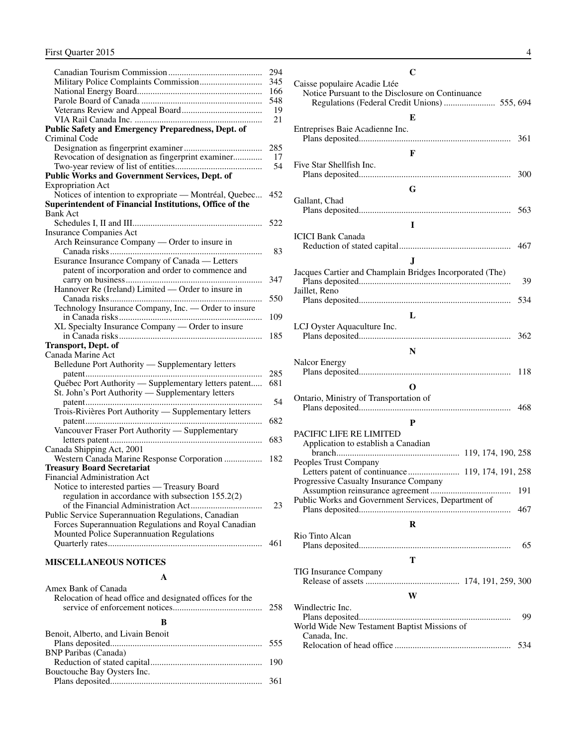Canadian Tourism Commission ... 294
Military Police Complaints Commission ... 345
National Energy Board ... 166
Parole Board of Canada ... 548
Veterans Review and Appeal Board ... 19
VIA Rail Canada Inc. ... 21

**Public Safety and Emergency Preparedness, Dept. of**

Criminal Code

- Designation as fingerprint examiner ... 285
- Revocation of designation as fingerprint examiner ... 17
- Two-year review of list of entities ... 54

**Public Works and Government Services, Dept. of**

Expropriation Act

- Notices of intention to expropriate — Montréal, Quebec ... 452

**Superintendent of Financial Institutions, Office of the**

Bank Act

- Schedules I, II and III ... 522

Insurance Companies Act

- Arch Reinsurance Company — Order to insure in Canada risks ... 83
- Esurance Insurance Company of Canada — Letters patent of incorporation and order to commence and carry on business ... 347
- Hannover Re (Ireland) Limited — Order to insure in Canada risks ... 550
- Technology Insurance Company, Inc. — Order to insure in Canada risks ... 109
- XL Specialty Insurance Company — Order to insure in Canada risks ... 185

**Transport, Dept. of**

Canada Marine Act

- Belledune Port Authority — Supplementary letters patent ... 285
- Québec Port Authority — Supplementary letters patent ... 681
- St. John's Port Authority — Supplementary letters patent ... 54
- Trois-Rivières Port Authority — Supplementary letters patent ... 682
- Vancouver Fraser Port Authority — Supplementary letters patent ... 683

Canada Shipping Act, 2001

- Western Canada Marine Response Corporation ... 182

**Treasury Board Secretariat**

Financial Administration Act

- Notice to interested parties — Treasury Board regulation in accordance with subsection 155.2(2) of the Financial Administration Act ... 23

Public Service Superannuation Regulations, Canadian Forces Superannuation Regulations and Royal Canadian Mounted Police Superannuation Regulations

- Quarterly rates ... 461

## MISCELLANEOUS NOTICES

### A

Amex Bank of Canada

- Relocation of head office and designated offices for the service of enforcement notices ... 258

### B

Benoit, Alberto, and Livain Benoit

- Plans deposited ... 555

BNP Paribas (Canada)

- Reduction of stated capital ... 190

Bouctouche Bay Oysters Inc.

- Plans deposited ... 361

### C

Caisse populaire Acadie Ltée

- Notice Pursuant to the Disclosure on Continuance Regulations (Federal Credit Unions) ... 555, 694

### E

Entreprises Baie Acadienne Inc.

- Plans deposited ... 361

### F

Five Star Shellfish Inc.

- Plans deposited ... 300

### G

Gallant, Chad

- Plans deposited ... 563

### I

ICICI Bank Canada

- Reduction of stated capital ... 467

### J

Jacques Cartier and Champlain Bridges Incorporated (The)

- Plans deposited ... 39

Jaillet, Reno

- Plans deposited ... 534

### L

LCJ Oyster Aquaculture Inc.

- Plans deposited ... 362

### N

Nalcor Energy

- Plans deposited ... 118

### O

Ontario, Ministry of Transportation of

- Plans deposited ... 468

### P

PACIFIC LIFE RE LIMITED

- Application to establish a Canadian branch ... 119, 174, 190, 258

Peoples Trust Company

- Letters patent of continuance ... 119, 174, 191, 258

Progressive Casualty Insurance Company

- Assumption reinsurance agreement ... 191

Public Works and Government Services, Department of

- Plans deposited ... 467

### R

Rio Tinto Alcan

- Plans deposited ... 65

### T

TIG Insurance Company

- Release of assets ... 174, 191, 259, 300

### W

Windlectric Inc.

- Plans deposited ... 99

World Wide New Testament Baptist Missions of Canada, Inc.

- Relocation of head office ... 534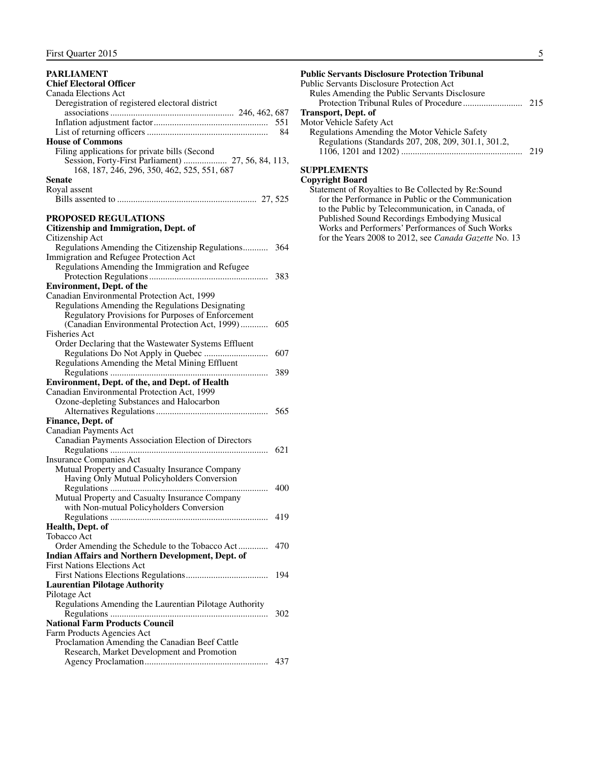## PARLIAMENT

### Chief Electoral Officer

Canada Elections Act

- Deregistration of registered electoral district associations ..................................................... 246, 462, 687
- Inflation adjustment factor ................................................. 551
- List of returning officers .................................................... 84

### House of Commons

- Filing applications for private bills (Second Session, Forty-First Parliament) .................. 27, 56, 84, 113, 168, 187, 246, 296, 350, 462, 525, 551, 687

### Senate

Royal assent

- Bills assented to ............................................................ 27, 525

## PROPOSED REGULATIONS

### Citizenship and Immigration, Dept. of

Citizenship Act

- Regulations Amending the Citizenship Regulations........... 364

Immigration and Refugee Protection Act

- Regulations Amending the Immigration and Refugee Protection Regulations.................................................... 383

### Environment, Dept. of the

Canadian Environmental Protection Act, 1999

- Regulations Amending the Regulations Designating Regulatory Provisions for Purposes of Enforcement (Canadian Environmental Protection Act, 1999)............ 605

Fisheries Act

- Order Declaring that the Wastewater Systems Effluent Regulations Do Not Apply in Quebec ............................ 607
- Regulations Amending the Metal Mining Effluent Regulations .................................................................... 389

### Environment, Dept. of the, and Dept. of Health

Canadian Environmental Protection Act, 1999

- Ozone-depleting Substances and Halocarbon Alternatives Regulations ................................................ 565

### Finance, Dept. of

Canadian Payments Act

- Canadian Payments Association Election of Directors Regulations .................................................................... 621

Insurance Companies Act

- Mutual Property and Casualty Insurance Company Having Only Mutual Policyholders Conversion Regulations .................................................................... 400
- Mutual Property and Casualty Insurance Company with Non-mutual Policyholders Conversion Regulations .................................................................... 419

### Health, Dept. of

Tobacco Act

- Order Amending the Schedule to the Tobacco Act............. 470

### Indian Affairs and Northern Development, Dept. of

First Nations Elections Act

- First Nations Elections Regulations.................................... 194

### Laurentian Pilotage Authority

Pilotage Act

- Regulations Amending the Laurentian Pilotage Authority Regulations .................................................................... 302

### National Farm Products Council

Farm Products Agencies Act

- Proclamation Amending the Canadian Beef Cattle Research, Market Development and Promotion Agency Proclamation..................................................... 437

### Public Servants Disclosure Protection Tribunal

Public Servants Disclosure Protection Act

- Rules Amending the Public Servants Disclosure Protection Tribunal Rules of Procedure.......................... 215

### Transport, Dept. of

Motor Vehicle Safety Act

- Regulations Amending the Motor Vehicle Safety Regulations (Standards 207, 208, 209, 301.1, 301.2, 1106, 1201 and 1202) .................................................... 219

## SUPPLEMENTS

### Copyright Board

- Statement of Royalties to Be Collected by Re:Sound for the Performance in Public or the Communication to the Public by Telecommunication, in Canada, of Published Sound Recordings Embodying Musical Works and Performers' Performances of Such Works for the Years 2008 to 2012, see *Canada Gazette* No. 13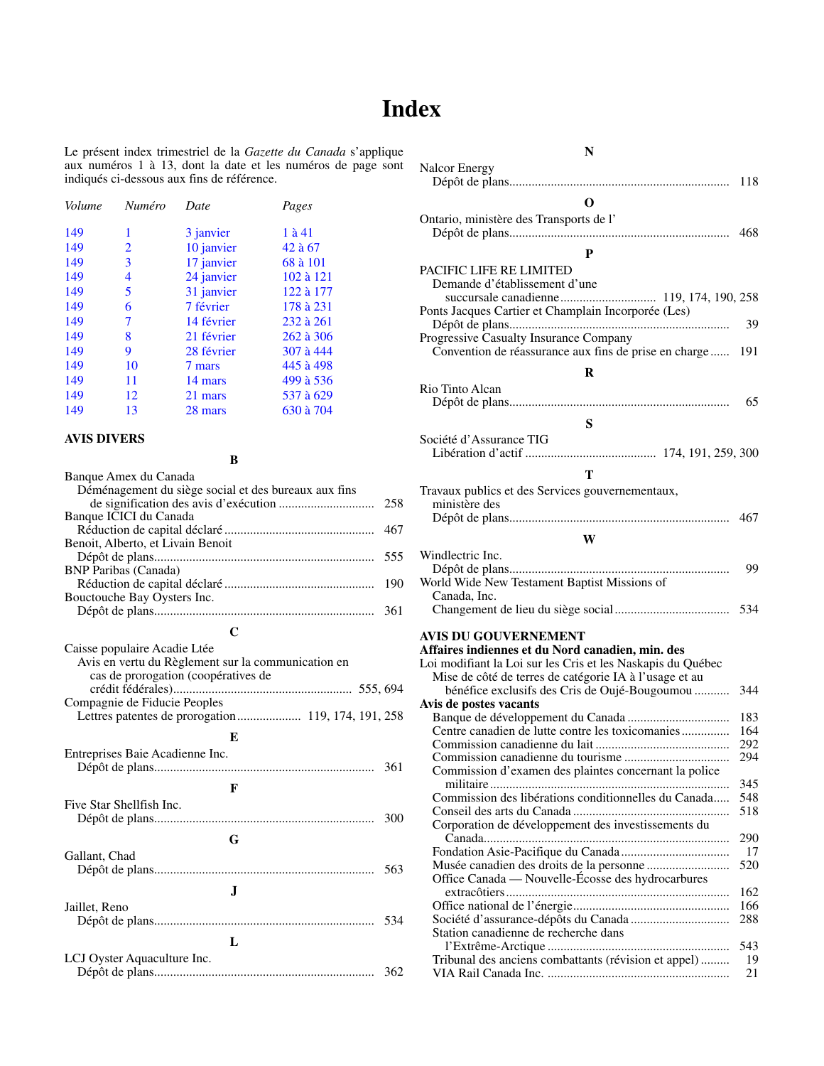# Index

Le présent index trimestriel de la *Gazette du Canada* s'applique aux numéros 1 à 13, dont la date et les numéros de page sont indiqués ci-dessous aux fins de référence.

| *Volume* | *Numéro* | *Date* | *Pages* |
|---|---|---|---|
| 149 | 1 | 3 janvier | 1 à 41 |
| 149 | 2 | 10 janvier | 42 à 67 |
| 149 | 3 | 17 janvier | 68 à 101 |
| 149 | 4 | 24 janvier | 102 à 121 |
| 149 | 5 | 31 janvier | 122 à 177 |
| 149 | 6 | 7 février | 178 à 231 |
| 149 | 7 | 14 février | 232 à 261 |
| 149 | 8 | 21 février | 262 à 306 |
| 149 | 9 | 28 février | 307 à 444 |
| 149 | 10 | 7 mars | 445 à 498 |
| 149 | 11 | 14 mars | 499 à 536 |
| 149 | 12 | 21 mars | 537 à 629 |
| 149 | 13 | 28 mars | 630 à 704 |

**AVIS DIVERS**

**B**

Banque Amex du Canada
- Déménagement du siège social et des bureaux aux fins de signification des avis d'exécution .... 258

Banque ICICI du Canada
- Réduction de capital déclaré .... 467

Benoit, Alberto, et Livain Benoit
- Dépôt de plans.... 555

BNP Paribas (Canada)
- Réduction de capital déclaré .... 190

Bouctouche Bay Oysters Inc.
- Dépôt de plans.... 361

**C**

Caisse populaire Acadie Ltée
- Avis en vertu du Règlement sur la communication en cas de prorogation (coopératives de crédit fédérales).... 555, 694

Compagnie de Fiducie Peoples
- Lettres patentes de prorogation.... 119, 174, 191, 258

**E**

Entreprises Baie Acadienne Inc.
- Dépôt de plans.... 361

**F**

Five Star Shellfish Inc.
- Dépôt de plans.... 300

**G**

Gallant, Chad
- Dépôt de plans.... 563

**J**

Jaillet, Reno
- Dépôt de plans.... 534

**L**

LCJ Oyster Aquaculture Inc.
- Dépôt de plans.... 362

**N**

Nalcor Energy
- Dépôt de plans.... 118

**O**

Ontario, ministère des Transports de l'
- Dépôt de plans.... 468

**P**

PACIFIC LIFE RE LIMITED
- Demande d'établissement d'une succursale canadienne.... 119, 174, 190, 258

Ponts Jacques Cartier et Champlain Incorporée (Les)
- Dépôt de plans.... 39

Progressive Casualty Insurance Company
- Convention de réassurance aux fins de prise en charge.... 191

**R**

Rio Tinto Alcan
- Dépôt de plans.... 65

**S**

Société d'Assurance TIG
- Libération d'actif .... 174, 191, 259, 300

**T**

Travaux publics et des Services gouvernementaux, ministère des
- Dépôt de plans.... 467

**W**

Windlectric Inc.
- Dépôt de plans.... 99

World Wide New Testament Baptist Missions of Canada, Inc.
- Changement de lieu du siège social.... 534

**AVIS DU GOUVERNEMENT**

**Affaires indiennes et du Nord canadien, min. des**

Loi modifiant la Loi sur les Cris et les Naskapis du Québec
- Mise de côté de terres de catégorie IA à l'usage et au bénéfice exclusifs des Cris de Oujé-Bougoumou .... 344

**Avis de postes vacants**
- Banque de développement du Canada .... 183
- Centre canadien de lutte contre les toxicomanies.... 164
- Commission canadienne du lait .... 292
- Commission canadienne du tourisme .... 294
- Commission d'examen des plaintes concernant la police militaire.... 345
- Commission des libérations conditionnelles du Canada.... 548
- Conseil des arts du Canada .... 518
- Corporation de développement des investissements du Canada.... 290
- Fondation Asie-Pacifique du Canada.... 17
- Musée canadien des droits de la personne .... 520
- Office Canada — Nouvelle-Écosse des hydrocarbures extracôtiers.... 162
- Office national de l'énergie.... 166
- Société d'assurance-dépôts du Canada .... 288
- Station canadienne de recherche dans l'Extrême-Arctique .... 543
- Tribunal des anciens combattants (révision et appel) .... 19
- VIA Rail Canada Inc. .... 21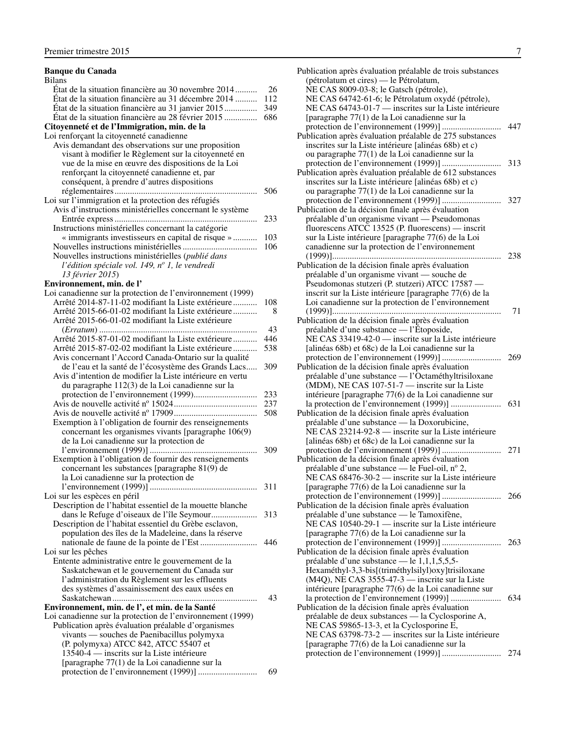**Banque du Canada**

Bilans

- État de la situation financière au 30 novembre 2014 .......... 26
- État de la situation financière au 31 décembre 2014 .......... 112
- État de la situation financière au 31 janvier 2015 .............. 349
- État de la situation financière au 28 février 2015 .............. 686

**Citoyenneté et de l'Immigration, min. de la**

Loi renforçant la citoyenneté canadienne

- Avis demandant des observations sur une proposition visant à modifier le Règlement sur la citoyenneté en vue de la mise en œuvre des dispositions de la Loi renforçant la citoyenneté canadienne et, par conséquent, à prendre d'autres dispositions réglementaires ................................................................. 506

Loi sur l'immigration et la protection des réfugiés

- Avis d'instructions ministérielles concernant le système Entrée express ................................................................. 233
- Instructions ministérielles concernant la catégorie « immigrants investisseurs en capital de risque » ........... 103
- Nouvelles instructions ministérielles .................................. 106
- Nouvelles instructions ministérielles (*publié dans l'édition spéciale vol. 149, no 1, le vendredi 13 février 2015*)

**Environnement, min. de l'**

Loi canadienne sur la protection de l'environnement (1999)

- Arrêté 2014-87-11-02 modifiant la Liste extérieure ........... 108
- Arrêté 2015-66-01-02 modifiant la Liste extérieure ........... 8
- Arrêté 2015-66-01-02 modifiant la Liste extérieure (*Erratum*) ........................................................................ 43
- Arrêté 2015-87-01-02 modifiant la Liste extérieure ........... 446
- Arrêté 2015-87-02-02 modifiant la Liste extérieure ........... 538
- Avis concernant l'Accord Canada-Ontario sur la qualité de l'eau et la santé de l'écosystème des Grands Lacs..... 309
- Avis d'intention de modifier la Liste intérieure en vertu du paragraphe 112(3) de la Loi canadienne sur la protection de l'environnement (1999)............................ 233
- Avis de nouvelle activité no 15024...................................... 237
- Avis de nouvelle activité no 17909...................................... 508
- Exemption à l'obligation de fournir des renseignements concernant les organismes vivants [paragraphe 106(9) de la Loi canadienne sur la protection de l'environnement (1999)] ................................................ 309
- Exemption à l'obligation de fournir des renseignements concernant les substances [paragraphe 81(9) de la Loi canadienne sur la protection de l'environnement (1999)] ................................................ 311

Loi sur les espèces en péril

- Description de l'habitat essentiel de la mouette blanche dans le Refuge d'oiseaux de l'île Seymour..................... 313
- Description de l'habitat essentiel du Grèbe esclavon, population des îles de la Madeleine, dans la réserve nationale de faune de la pointe de l'Est .......................... 446

Loi sur les pêches

- Entente administrative entre le gouvernement de la Saskatchewan et le gouvernement du Canada sur l'administration du Règlement sur les effluents des systèmes d'assainissement des eaux usées en Saskatchewan .................................................................. 43

**Environnement, min. de l', et min. de la Santé**

Loi canadienne sur la protection de l'environnement (1999)

- Publication après évaluation préalable d'organismes vivants — souches de Paenibacillus polymyxa (P. polymyxa) ATCC 842, ATCC 55407 et 13540-4 — inscrits sur la Liste intérieure [paragraphe 77(1) de la Loi canadienne sur la protection de l'environnement (1999)] .......................... 69
- Publication après évaluation préalable de trois substances (pétrolatum et cires) — le Pétrolatum, NE CAS 8009-03-8; le Gatsch (pétrole), NE CAS 64742-61-6; le Pétrolatum oxydé (pétrole), NE CAS 64743-01-7 — inscrites sur la Liste intérieure [paragraphe 77(1) de la Loi canadienne sur la protection de l'environnement (1999)] .......................... 447
- Publication après évaluation préalable de 275 substances inscrites sur la Liste intérieure [alinéas 68b) et c) ou paragraphe 77(1) de la Loi canadienne sur la protection de l'environnement (1999)] .......................... 313
- Publication après évaluation préalable de 612 substances inscrites sur la Liste intérieure [alinéas 68b) et c) ou paragraphe 77(1) de la Loi canadienne sur la protection de l'environnement (1999)] .......................... 327
- Publication de la décision finale après évaluation préalable d'un organisme vivant — Pseudomonas fluorescens ATCC 13525 (P. fluorescens) — inscrit sur la Liste intérieure [paragraphe 77(6) de la Loi canadienne sur la protection de l'environnement (1999)]............................................................................ 238
- Publication de la décision finale après évaluation préalable d'un organisme vivant — souche de Pseudomonas stutzeri (P. stutzeri) ATCC 17587 — inscrit sur la Liste intérieure [paragraphe 77(6) de la Loi canadienne sur la protection de l'environnement (1999)]............................................................................ 71
- Publication de la décision finale après évaluation préalable d'une substance — l'Étoposide, NE CAS 33419-42-0 — inscrite sur la Liste intérieure [alinéas 68b) et 68c) de la Loi canadienne sur la protection de l'environnement (1999)] .......................... 269
- Publication de la décision finale après évaluation préalable d'une substance — l'Octaméthyltrisiloxane (MDM), NE CAS 107-51-7 — inscrite sur la Liste intérieure [paragraphe 77(6) de la Loi canadienne sur la protection de l'environnement (1999)] ...................... 631
- Publication de la décision finale après évaluation préalable d'une substance — la Doxorubicine, NE CAS 23214-92-8 — inscrite sur la Liste intérieure [alinéas 68b) et 68c) de la Loi canadienne sur la protection de l'environnement (1999)] .......................... 271
- Publication de la décision finale après évaluation préalable d'une substance — le Fuel-oil, no 2, NE CAS 68476-30-2 — inscrite sur la Liste intérieure [paragraphe 77(6) de la Loi canadienne sur la protection de l'environnement (1999)] .......................... 266
- Publication de la décision finale après évaluation préalable d'une substance — le Tamoxifène, NE CAS 10540-29-1 — inscrite sur la Liste intérieure [paragraphe 77(6) de la Loi canadienne sur la protection de l'environnement (1999)] .......................... 263
- Publication de la décision finale après évaluation préalable d'une substance — le 1,1,1,5,5,5-Hexaméthyl-3,3-bis[(triméthylsilyl)oxy]trisiloxane (M4Q), NE CAS 3555-47-3 — inscrite sur la Liste intérieure [paragraphe 77(6) de la Loi canadienne sur la protection de l'environnement (1999)] ...................... 634
- Publication de la décision finale après évaluation préalable de deux substances — la Cyclosporine A, NE CAS 59865-13-3, et la Cyclosporine E, NE CAS 63798-73-2 — inscrites sur la Liste intérieure [paragraphe 77(6) de la Loi canadienne sur la protection de l'environnement (1999)] .......................... 274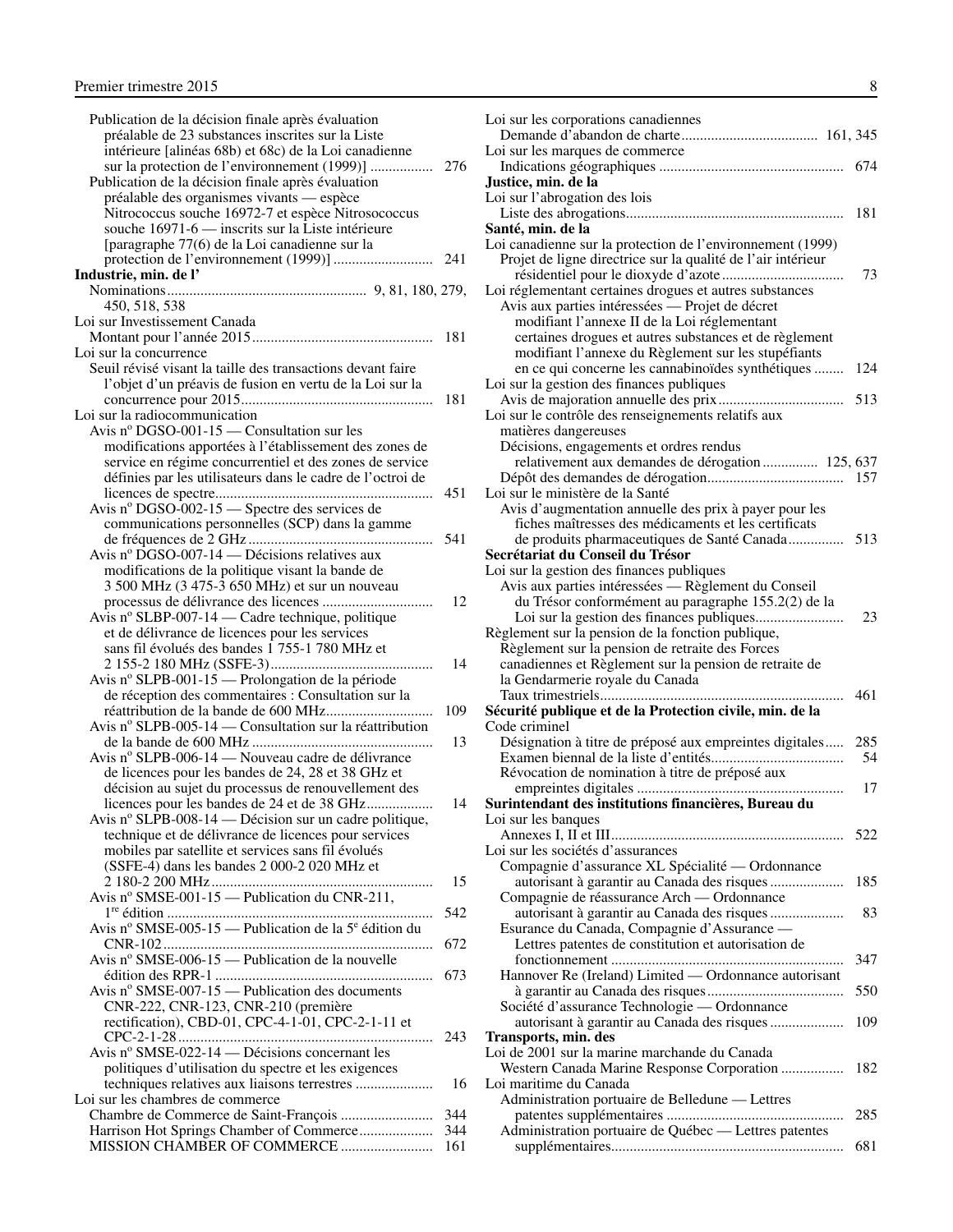Publication de la décision finale après évaluation préalable de 23 substances inscrites sur la Liste intérieure [alinéas 68b) et 68c) de la Loi canadienne sur la protection de l'environnement (1999)] ................ 276

Publication de la décision finale après évaluation préalable des organismes vivants — espèce Nitrococcus souche 16972-7 et espèce Nitrosococcus souche 16971-6 — inscrits sur la Liste intérieure [paragraphe 77(6) de la Loi canadienne sur la protection de l'environnement (1999)] .......................... 241

**Industrie, min. de l'**

Nominations..................................................... 9, 81, 180, 279, 450, 518, 538

Loi sur Investissement Canada

Montant pour l'année 2015................................................ 181

Loi sur la concurrence

Seuil révisé visant la taille des transactions devant faire l'objet d'un préavis de fusion en vertu de la Loi sur la concurrence pour 2015.................................................... 181

Loi sur la radiocommunication

Avis n[o] DGSO-001-15 — Consultation sur les modifications apportées à l'établissement des zones de service en régime concurrentiel et des zones de service définies par les utilisateurs dans le cadre de l'octroi de licences de spectre.......................................................... 451

Avis n[o] DGSO-002-15 — Spectre des services de communications personnelles (SCP) dans la gamme de fréquences de 2 GHz................................................. 541

Avis n[o] DGSO-007-14 — Décisions relatives aux modifications de la politique visant la bande de 3 500 MHz (3 475-3 650 MHz) et sur un nouveau processus de délivrance des licences ............................. 12

Avis n[o] SLBP-007-14 — Cadre technique, politique et de délivrance de licences pour les services sans fil évolués des bandes 1 755-1 780 MHz et 2 155-2 180 MHz (SSFE-3)........................................... 14

Avis n[o] SLPB-001-15 — Prolongation de la période de réception des commentaires : Consultation sur la réattribution de la bande de 600 MHz............................ 109

Avis n[o] SLPB-005-14 — Consultation sur la réattribution de la bande de 600 MHz ................................................ 13

Avis n[o] SLPB-006-14 — Nouveau cadre de délivrance de licences pour les bandes de 24, 28 et 38 GHz et décision au sujet du processus de renouvellement des licences pour les bandes de 24 et de 38 GHz................. 14

Avis n[o] SLPB-008-14 — Décision sur un cadre politique, technique et de délivrance de licences pour services mobiles par satellite et services sans fil évolués (SSFE-4) dans les bandes 2 000-2 020 MHz et 2 180-2 200 MHz........................................................... 15

Avis n[o] SMSE-001-15 — Publication du CNR-211, 1[re] édition ....................................................................... 542

Avis n[o] SMSE-005-15 — Publication de la 5[e] édition du CNR-102........................................................................ 672

Avis n[o] SMSE-006-15 — Publication de la nouvelle édition des RPR-1 .......................................................... 673

Avis n[o] SMSE-007-15 — Publication des documents CNR-222, CNR-123, CNR-210 (première rectification), CBD-01, CPC-4-1-01, CPC-2-1-11 et CPC-2-1-28.................................................................... 243

Avis n[o] SMSE-022-14 — Décisions concernant les politiques d'utilisation du spectre et les exigences techniques relatives aux liaisons terrestres .................... 16

Loi sur les chambres de commerce

Chambre de Commerce de Saint-François ......................... 344

Harrison Hot Springs Chamber of Commerce.................... 344

MISSION CHAMBER OF COMMERCE ......................... 161

Loi sur les corporations canadiennes

Demande d'abandon de charte..................................... 161, 345

Loi sur les marques de commerce

Indications géographiques ................................................. 674

**Justice, min. de la**

Loi sur l'abrogation des lois

Liste des abrogations.......................................................... 181

**Santé, min. de la**

Loi canadienne sur la protection de l'environnement (1999)

Projet de ligne directrice sur la qualité de l'air intérieur résidentiel pour le dioxyde d'azote ................................ 73

Loi réglementant certaines drogues et autres substances

Avis aux parties intéressées — Projet de décret modifiant l'annexe II de la Loi réglementant certaines drogues et autres substances et de règlement modifiant l'annexe du Règlement sur les stupéfiants en ce qui concerne les cannabinoïdes synthétiques ........ 124

Loi sur la gestion des finances publiques

Avis de majoration annuelle des prix.................................. 513

Loi sur le contrôle des renseignements relatifs aux matières dangereuses

Décisions, engagements et ordres rendus relativement aux demandes de dérogation ............... 125, 637

Dépôt des demandes de dérogation.................................... 157

Loi sur le ministère de la Santé

Avis d'augmentation annuelle des prix à payer pour les fiches maîtresses des médicaments et les certificats de produits pharmaceutiques de Santé Canada.............. 513

**Secrétariat du Conseil du Trésor**

Loi sur la gestion des finances publiques

Avis aux parties intéressées — Règlement du Conseil du Trésor conformément au paragraphe 155.2(2) de la Loi sur la gestion des finances publiques....................... 23

Règlement sur la pension de la fonction publique, Règlement sur la pension de retraite des Forces canadiennes et Règlement sur la pension de retraite de la Gendarmerie royale du Canada

Taux trimestriels................................................................. 461

**Sécurité publique et de la Protection civile, min. de la**

Code criminel

Désignation à titre de préposé aux empreintes digitales..... 285

Examen biennal de la liste d'entités................................... 54

Révocation de nomination à titre de préposé aux empreintes digitales ........................................................ 17

**Surintendant des institutions financières, Bureau du**

Loi sur les banques

Annexes I, II et III.............................................................. 522

Loi sur les sociétés d'assurances

Compagnie d'assurance XL Spécialité — Ordonnance autorisant à garantir au Canada des risques .................... 185

Compagnie de réassurance Arch — Ordonnance autorisant à garantir au Canada des risques .................... 83

Esurance du Canada, Compagnie d'Assurance — Lettres patentes de constitution et autorisation de fonctionnement .............................................................. 347

Hannover Re (Ireland) Limited — Ordonnance autorisant à garantir au Canada des risques..................................... 550

Société d'assurance Technologie — Ordonnance autorisant à garantir au Canada des risques .................... 109

**Transports, min. des**

Loi de 2001 sur la marine marchande du Canada

Western Canada Marine Response Corporation ................. 182

Loi maritime du Canada

Administration portuaire de Belledune — Lettres patentes supplémentaires ............................................... 285

Administration portuaire de Québec — Lettres patentes supplémentaires.............................................................. 681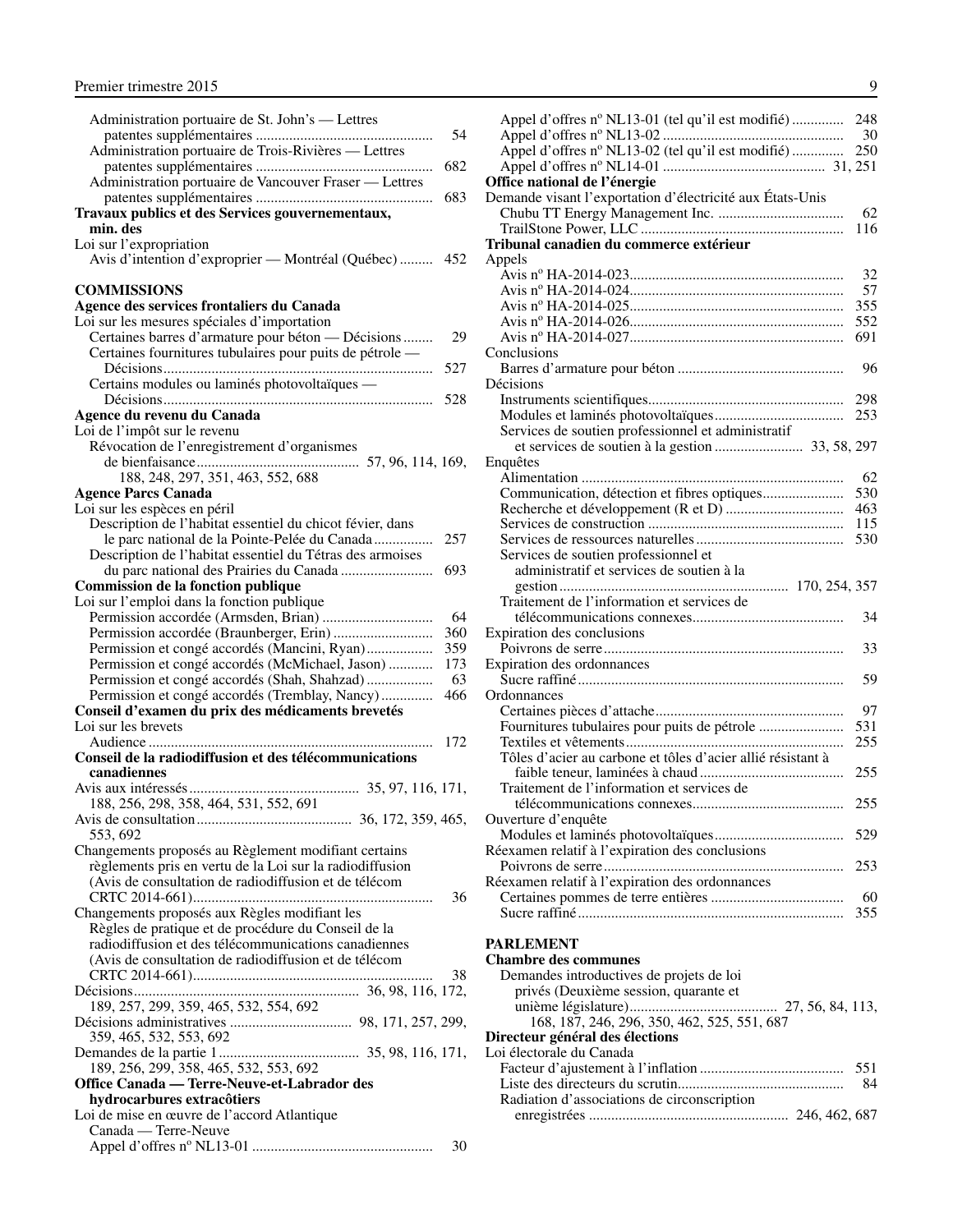Administration portuaire de St. John's — Lettres patentes supplémentaires ............................................... 54
Administration portuaire de Trois-Rivières — Lettres patentes supplémentaires ............................................... 682
Administration portuaire de Vancouver Fraser — Lettres patentes supplémentaires ............................................... 683

**Travaux publics et des Services gouvernementaux, min. des**

Loi sur l'expropriation
Avis d'intention d'exproprier — Montréal (Québec) ......... 452

**COMMISSIONS**

**Agence des services frontaliers du Canada**

Loi sur les mesures spéciales d'importation
Certaines barres d'armature pour béton — Décisions ........ 29
Certaines fournitures tubulaires pour puits de pétrole — Décisions ........................................................................ 527
Certains modules ou laminés photovoltaïques — Décisions ........................................................................ 528

**Agence du revenu du Canada**

Loi de l'impôt sur le revenu
Révocation de l'enregistrement d'organismes de bienfaisance ........................................... 57, 96, 114, 169, 188, 248, 297, 351, 463, 552, 688

**Agence Parcs Canada**

Loi sur les espèces en péril
Description de l'habitat essentiel du chicot févier, dans le parc national de la Pointe-Pelée du Canada ................ 257
Description de l'habitat essentiel du Tétras des armoises du parc national des Prairies du Canada ......................... 693

**Commission de la fonction publique**

Loi sur l'emploi dans la fonction publique
Permission accordée (Armsden, Brian) .............................. 64
Permission accordée (Braunberger, Erin) ........................... 360
Permission et congé accordés (Mancini, Ryan) .................. 359
Permission et congé accordés (McMichael, Jason) ............ 173
Permission et congé accordés (Shah, Shahzad) .................. 63
Permission et congé accordés (Tremblay, Nancy) .............. 466

**Conseil d'examen du prix des médicaments brevetés**

Loi sur les brevets
Audience ............................................................................ 172

**Conseil de la radiodiffusion et des télécommunications canadiennes**

Avis aux intéressés ............................................. 35, 97, 116, 171, 188, 256, 298, 358, 464, 531, 552, 691
Avis de consultation ......................................... 36, 172, 359, 465, 553, 692
Changements proposés au Règlement modifiant certains règlements pris en vertu de la Loi sur la radiodiffusion (Avis de consultation de radiodiffusion et de télécom CRTC 2014-661) ................................................................ 36
Changements proposés aux Règles modifiant les Règles de pratique et de procédure du Conseil de la radiodiffusion et des télécommunications canadiennes (Avis de consultation de radiodiffusion et de télécom CRTC 2014-661) ................................................................ 38
Décisions ............................................................ 36, 98, 116, 172, 189, 257, 299, 359, 465, 532, 554, 692
Décisions administratives ................................ 98, 171, 257, 299, 359, 465, 532, 553, 692
Demandes de la partie 1 ..................................... 35, 98, 116, 171, 189, 256, 299, 358, 465, 532, 553, 692

**Office Canada — Terre-Neuve-et-Labrador des hydrocarbures extracôtiers**

Loi de mise en œuvre de l'accord Atlantique Canada — Terre-Neuve
Appel d'offres n° NL13-01 ................................................ 30
Appel d'offres n° NL13-01 (tel qu'il est modifié) .............. 248
Appel d'offres n° NL13-02 ................................................ 30
Appel d'offres n° NL13-02 (tel qu'il est modifié) .............. 250
Appel d'offres n° NL14-01 ........................................... 31, 251

**Office national de l'énergie**

Demande visant l'exportation d'électricité aux États-Unis
Chubu TT Energy Management Inc. .................................. 62
TrailStone Power, LLC ...................................................... 116

**Tribunal canadien du commerce extérieur**

Appels
Avis n° HA-2014-023 ......................................................... 32
Avis n° HA-2014-024 ......................................................... 57
Avis n° HA-2014-025 ......................................................... 355
Avis n° HA-2014-026 ......................................................... 552
Avis n° HA-2014-027 ......................................................... 691

Conclusions
Barres d'armature pour béton ............................................ 96

Décisions
Instruments scientifiques .................................................... 298
Modules et laminés photovoltaïques .................................. 253
Services de soutien professionnel et administratif et services de soutien à la gestion ........................ 33, 58, 297

Enquêtes
Alimentation ...................................................................... 62
Communication, détection et fibres optiques ..................... 530
Recherche et développement (R et D) ............................... 463
Services de construction .................................................... 115
Services de ressources naturelles ....................................... 530
Services de soutien professionnel et administratif et services de soutien à la gestion ............................................................. 170, 254, 357
Traitement de l'information et services de télécommunications connexes ........................................ 34

Expiration des conclusions
Poivrons de serre ................................................................ 33

Expiration des ordonnances
Sucre raffiné ....................................................................... 59

Ordonnances
Certaines pièces d'attache .................................................. 97
Fournitures tubulaires pour puits de pétrole ...................... 531
Textiles et vêtements .......................................................... 255
Tôles d'acier au carbone et tôles d'acier allié résistant à faible teneur, laminées à chaud ...................................... 255
Traitement de l'information et services de télécommunications connexes ........................................ 255

Ouverture d'enquête
Modules et laminés photovoltaïques .................................. 529

Réexamen relatif à l'expiration des conclusions
Poivrons de serre ................................................................ 253

Réexamen relatif à l'expiration des ordonnances
Certaines pommes de terre entières ................................... 60
Sucre raffiné ....................................................................... 355

**PARLEMENT**

**Chambre des communes**

Demandes introductives de projets de loi privés (Deuxième session, quarante et unième législature) ........................................ 27, 56, 84, 113, 168, 187, 246, 296, 350, 462, 525, 551, 687

**Directeur général des élections**

Loi électorale du Canada
Facteur d'ajustement à l'inflation ...................................... 551
Liste des directeurs du scrutin ............................................ 84
Radiation d'associations de circonscription enregistrées ..................................................... 246, 462, 687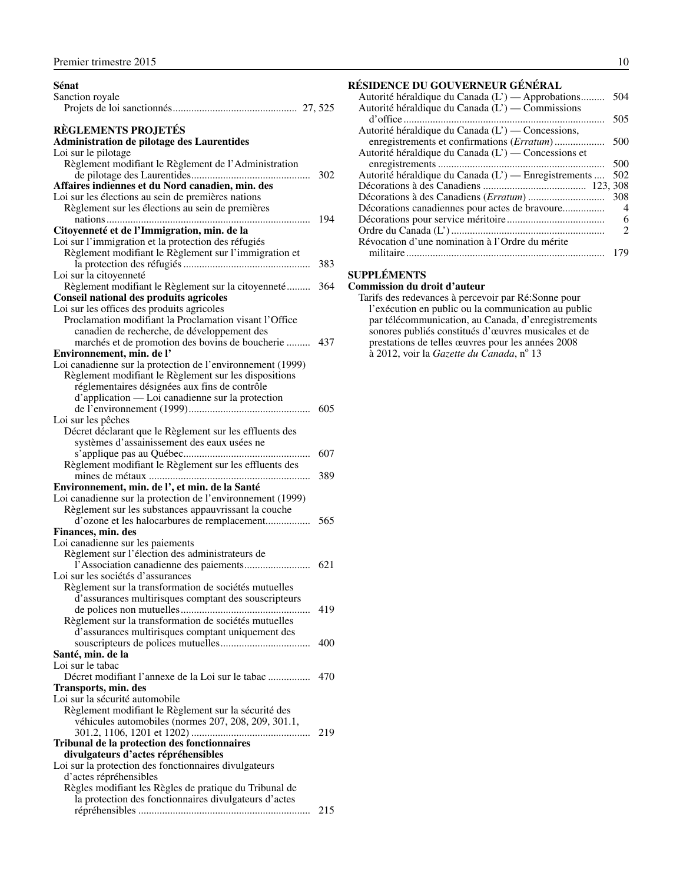**Sénat**

Sanction royale

Projets de loi sanctionnés ............................................. 27, 525

**RÈGLEMENTS PROJETÉS**

**Administration de pilotage des Laurentides**

Loi sur le pilotage

Règlement modifiant le Règlement de l'Administration de pilotage des Laurentides ............................................ 302

**Affaires indiennes et du Nord canadien, min. des**

Loi sur les élections au sein de premières nations

Règlement sur les élections au sein de premières nations ............................................................................ 194

**Citoyenneté et de l'Immigration, min. de la**

Loi sur l'immigration et la protection des réfugiés

Règlement modifiant le Règlement sur l'immigration et la protection des réfugiés ............................................... 383

Loi sur la citoyenneté

Règlement modifiant le Règlement sur la citoyenneté ......... 364

**Conseil national des produits agricoles**

Loi sur les offices des produits agricoles

Proclamation modifiant la Proclamation visant l'Office canadien de recherche, de développement des marchés et de promotion des bovins de boucherie ......... 437

**Environnement, min. de l'**

Loi canadienne sur la protection de l'environnement (1999)

Règlement modifiant le Règlement sur les dispositions réglementaires désignées aux fins de contrôle d'application — Loi canadienne sur la protection de l'environnement (1999) ............................................. 605

Loi sur les pêches

Décret déclarant que le Règlement sur les effluents des systèmes d'assainissement des eaux usées ne s'applique pas au Québec ............................................... 607

Règlement modifiant le Règlement sur les effluents des mines de métaux ............................................................ 389

**Environnement, min. de l', et min. de la Santé**

Loi canadienne sur la protection de l'environnement (1999)

Règlement sur les substances appauvrissant la couche d'ozone et les halocarbures de remplacement................ 565

**Finances, min. des**

Loi canadienne sur les paiements

Règlement sur l'élection des administrateurs de l'Association canadienne des paiements........................ 621

Loi sur les sociétés d'assurances

Règlement sur la transformation de sociétés mutuelles d'assurances multirisques comptant des souscripteurs de polices non mutuelles................................................ 419

Règlement sur la transformation de sociétés mutuelles d'assurances multirisques comptant uniquement des souscripteurs de polices mutuelles................................. 400

**Santé, min. de la**

Loi sur le tabac

Décret modifiant l'annexe de la Loi sur le tabac ................ 470

**Transports, min. des**

Loi sur la sécurité automobile

Règlement modifiant le Règlement sur la sécurité des véhicules automobiles (normes 207, 208, 209, 301.1, 301.2, 1106, 1201 et 1202) ............................................ 219

**Tribunal de la protection des fonctionnaires divulgateurs d'actes répréhensibles**

Loi sur la protection des fonctionnaires divulgateurs d'actes répréhensibles

Règles modifiant les Règles de pratique du Tribunal de la protection des fonctionnaires divulgateurs d'actes répréhensibles ................................................................ 215

**RÉSIDENCE DU GOUVERNEUR GÉNÉRAL**

Autorité héraldique du Canada (L') — Approbations......... 504

Autorité héraldique du Canada (L') — Commissions d'office ........................................................................... 505

Autorité héraldique du Canada (L') — Concessions, enregistrements et confirmations (*Erratum*) .................. 500

Autorité héraldique du Canada (L') — Concessions et enregistrements ............................................................. 500

Autorité héraldique du Canada (L') — Enregistrements .... 502

Décorations à des Canadiens ...................................... 123, 308

Décorations à des Canadiens (*Erratum*) ............................ 308

Décorations canadiennes pour actes de bravoure................ 4

Décorations pour service méritoire .................................... 6

Ordre du Canada (L') ......................................................... 2

Révocation d'une nomination à l'Ordre du mérite militaire .......................................................................... 179

**SUPPLÉMENTS**

**Commission du droit d'auteur**

Tarifs des redevances à percevoir par Ré:Sonne pour l'exécution en public ou la communication au public par télécommunication, au Canada, d'enregistrements sonores publiés constitués d'œuvres musicales et de prestations de telles œuvres pour les années 2008 à 2012, voir la *Gazette du Canada*, n[o] 13